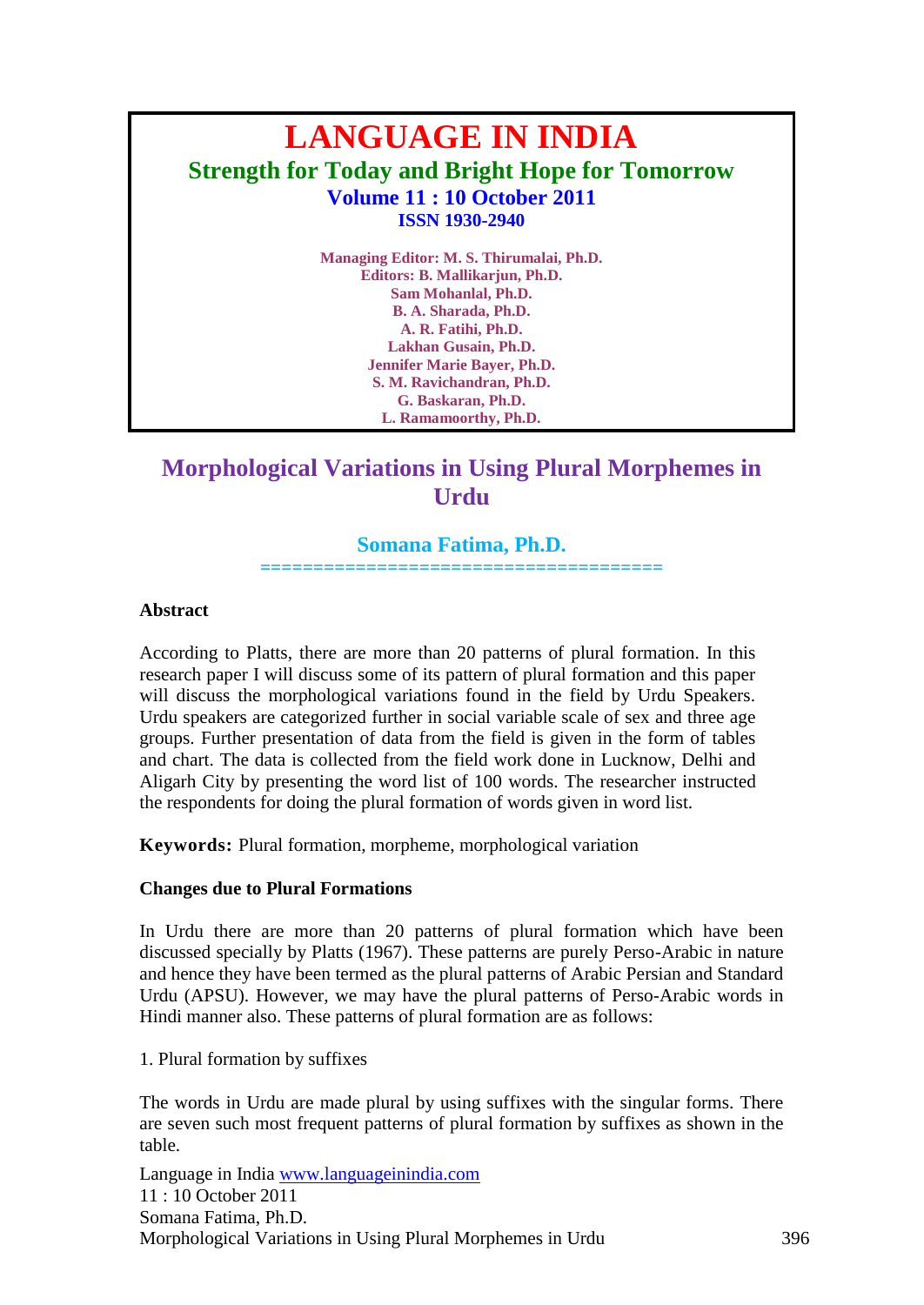# LANGUAGE IN INDIA

**Strength for Today and Bright Hope for Tomorrow**

**Volume 11 : 10 October 2011**

**ISSN 1930-2940**

**Managing Editor: M. S. Thirumalai, Ph.D.**
**Editors: B. Mallikarjun, Ph.D.**
**Sam Mohanlal, Ph.D.**
**B. A. Sharada, Ph.D.**
**A. R. Fatihi, Ph.D.**
**Lakhan Gusain, Ph.D.**
**Jennifer Marie Bayer, Ph.D.**
**S. M. Ravichandran, Ph.D.**
**G. Baskaran, Ph.D.**
**L. Ramamoorthy, Ph.D.**

## Morphological Variations in Using Plural Morphemes in Urdu

**Somana Fatima, Ph.D.**

=====================================

### Abstract

According to Platts, there are more than 20 patterns of plural formation. In this research paper I will discuss some of its pattern of plural formation and this paper will discuss the morphological variations found in the field by Urdu Speakers. Urdu speakers are categorized further in social variable scale of sex and three age groups. Further presentation of data from the field is given in the form of tables and chart. The data is collected from the field work done in Lucknow, Delhi and Aligarh City by presenting the word list of 100 words. The researcher instructed the respondents for doing the plural formation of words given in word list.

**Keywords:** Plural formation, morpheme, morphological variation

### Changes due to Plural Formations

In Urdu there are more than 20 patterns of plural formation which have been discussed specially by Platts (1967). These patterns are purely Perso-Arabic in nature and hence they have been termed as the plural patterns of Arabic Persian and Standard Urdu (APSU). However, we may have the plural patterns of Perso-Arabic words in Hindi manner also. These patterns of plural formation are as follows:

1. Plural formation by suffixes

The words in Urdu are made plural by using suffixes with the singular forms. There are seven such most frequent patterns of plural formation by suffixes as shown in the table.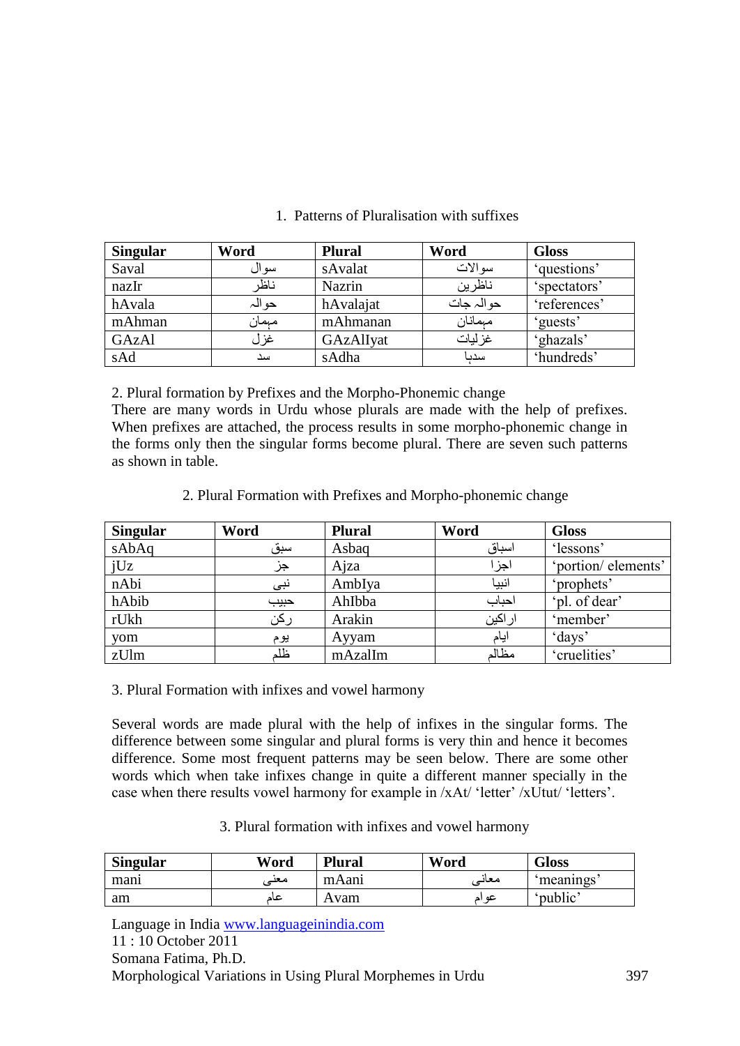1. Patterns of Pluralisation with suffixes

| Singular | Word | Plural | Word | Gloss |
|---|---|---|---|---|
| Saval | سوال | sAvalat | سوالات | 'questions' |
| nazIr | ناظر | Nazrin | ناظرین | 'spectators' |
| hAvala | حوالہ | hAvalajat | حوالہ جات | 'references' |
| mAhman | مہمان | mAhmanan | مہمانان | 'guests' |
| GAzAl | غزل | GAzAlIyat | غزلیات | 'ghazals' |
| sAd | سد | sAdha | سدہا | 'hundreds' |

2. Plural formation by Prefixes and the Morpho-Phonemic change

There are many words in Urdu whose plurals are made with the help of prefixes. When prefixes are attached, the process results in some morpho-phonemic change in the forms only then the singular forms become plural. There are seven such patterns as shown in table.

2. Plural Formation with Prefixes and Morpho-phonemic change

| Singular | Word | Plural | Word | Gloss |
|---|---|---|---|---|
| sAbAq | سبق | Asbaq | اسباق | 'lessons' |
| jUz | جز | Ajza | اجزا | 'portion/ elements' |
| nAbi | نبی | AmbIya | انبیا | 'prophets' |
| hAbib | حبیب | AhIbba | احباب | 'pl. of dear' |
| rUkh | رکن | Arakin | اراکین | 'member' |
| yom | یوم | Ayyam | ایام | 'days' |
| zUlm | ظلم | mAzalIm | مظالم | 'cruelities' |

3. Plural Formation with infixes and vowel harmony

Several words are made plural with the help of infixes in the singular forms. The difference between some singular and plural forms is very thin and hence it becomes difference. Some most frequent patterns may be seen below. There are some other words which when take infixes change in quite a different manner specially in the case when there results vowel harmony for example in /xAt/ 'letter' /xUtut/ 'letters'.

3. Plural formation with infixes and vowel harmony

| Singular | Word | Plural | Word | Gloss |
|---|---|---|---|---|
| mani | معنی | mAani | معانی | 'meanings' |
| am | عام | Avam | عوام | 'public' |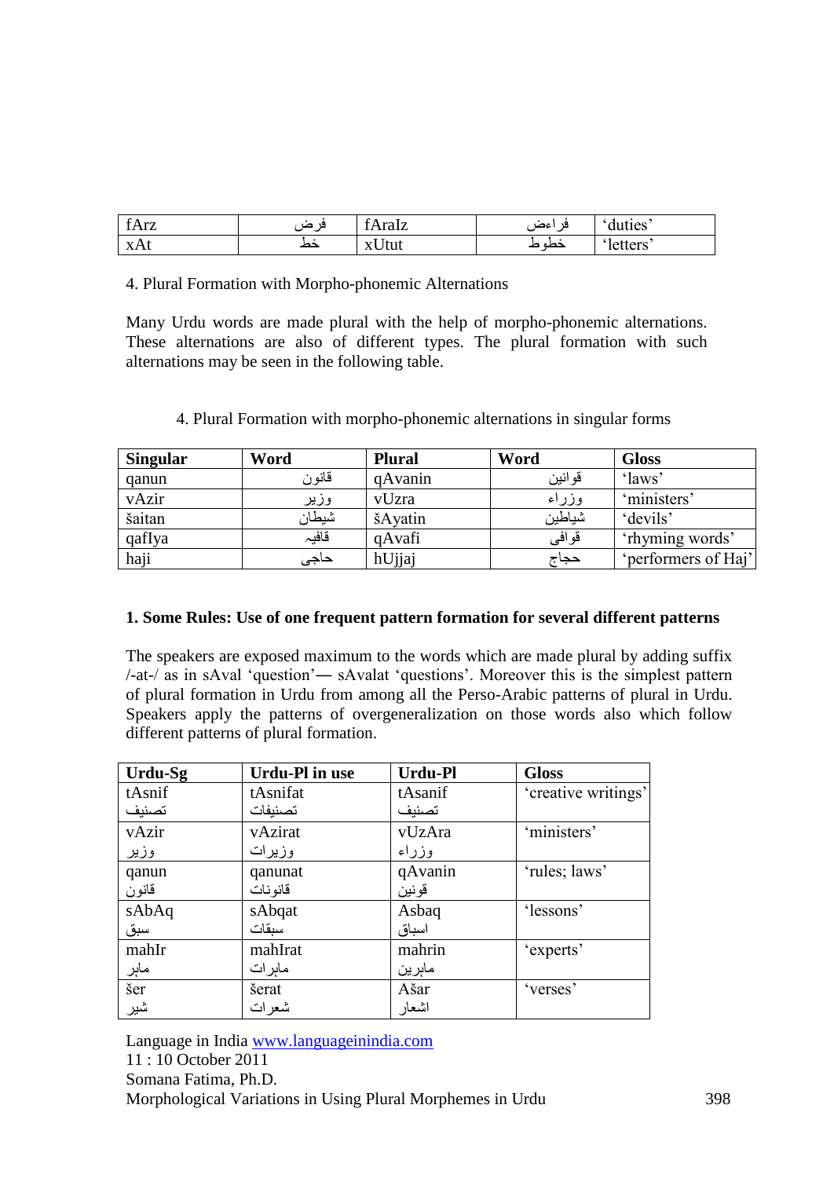| fArz | فرض | fAraIz | فراءض | 'duties' |
|---|---|---|---|---|
| xAt | خط | xUtut | خطوط | 'letters' |

4. Plural Formation with Morpho-phonemic Alternations

Many Urdu words are made plural with the help of morpho-phonemic alternations. These alternations are also of different types. The plural formation with such alternations may be seen in the following table.

4. Plural Formation with morpho-phonemic alternations in singular forms

| Singular | Word | Plural | Word | Gloss |
|---|---|---|---|---|
| qanun | قانون | qAvanin | قوانین | 'laws' |
| vAzir | وزیر | vUzra | وزراء | 'ministers' |
| šaitan | شیطان | šAyatin | شیاطین | 'devils' |
| qafIya | قافیہ | qAvafi | قوافی | 'rhyming words' |
| haji | حاجی | hUjjaj | حجاج | 'performers of Haj' |

**1. Some Rules: Use of one frequent pattern formation for several different patterns**

The speakers are exposed maximum to the words which are made plural by adding suffix /-at-/ as in sAval 'question'— sAvalat 'questions'. Moreover this is the simplest pattern of plural formation in Urdu from among all the Perso-Arabic patterns of plural in Urdu. Speakers apply the patterns of overgeneralization on those words also which follow different patterns of plural formation.

| Urdu-Sg | Urdu-Pl in use | Urdu-Pl | Gloss |
|---|---|---|---|
| tAsnif<br>تصنیف | tAsnifat<br>تصنیفات | tAsanif<br>تصنیف | 'creative writings' |
| vAzir<br>وزیر | vAzirat<br>وزیرات | vUzAra<br>وزراء | 'ministers' |
| qanun<br>قانون | qanunat<br>قانونات | qAvanin<br>قونین | 'rules; laws' |
| sAbAq<br>سبق | sAbqat<br>سبقات | Asbaq<br>اسباق | 'lessons' |
| mahIr<br>ماہر | mahIrat<br>ماہرات | mahrin<br>ماہرین | 'experts' |
| šer<br>شیر | šerat<br>شعرات | Ašar<br>اشعار | 'verses' |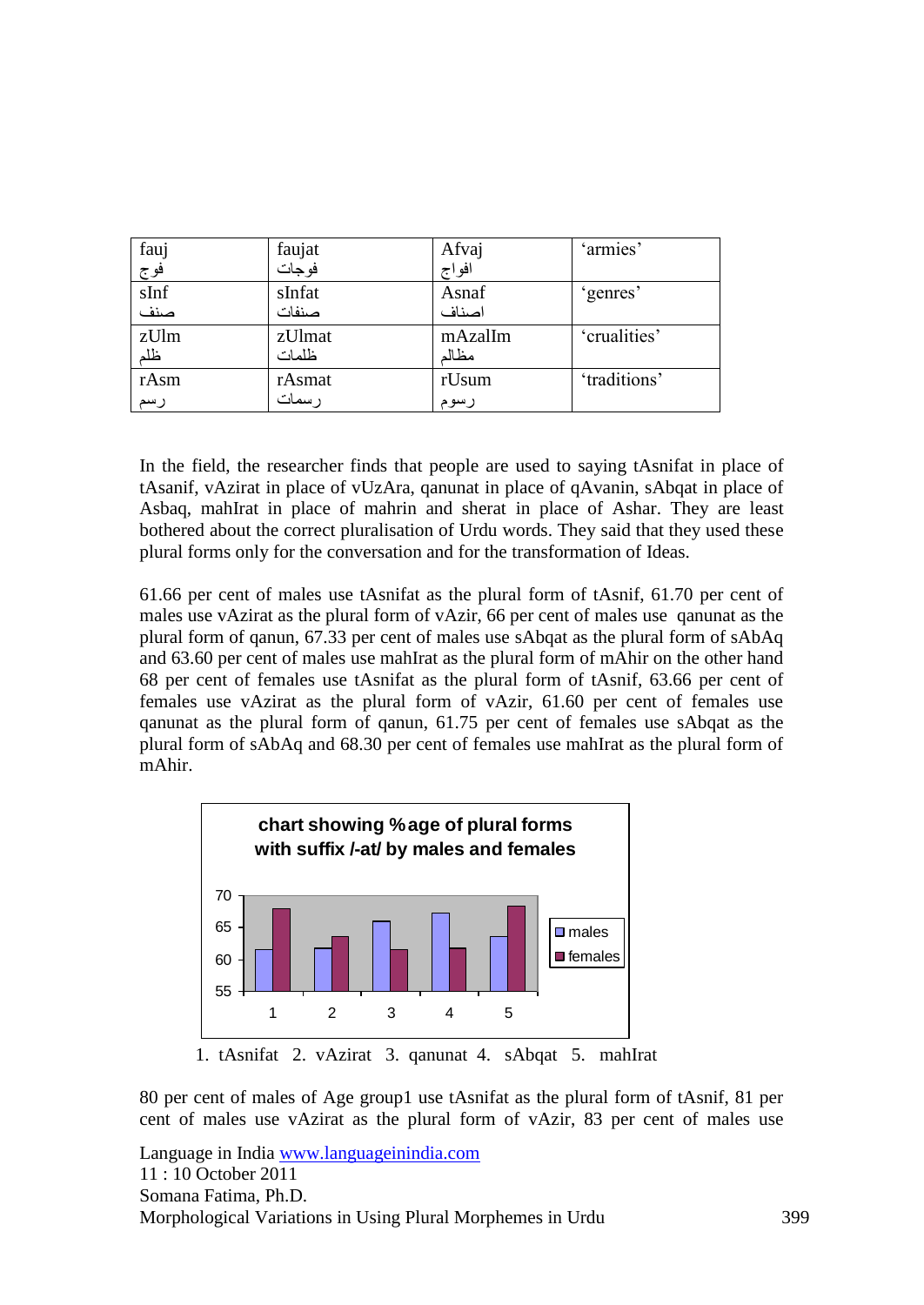| fauj فوج | faujat فوجات | Afvaj افواج | 'armies' |
|---|---|---|---|
| sInf صنف | sInfat صنفات | Asnaf اصناف | 'genres' |
| zUlm ظلم | zUlmat ظلمات | mAzalIm مظالم | 'crualities' |
| rAsm رسم | rAsmat رسمات | rUsum رسوم | 'traditions' |

In the field, the researcher finds that people are used to saying tAsnifat in place of tAsanif, vAzirat in place of vUzAra, qanunat in place of qAvanin, sAbqat in place of Asbaq, mahIrat in place of mahrin and sherat in place of Ashar. They are least bothered about the correct pluralisation of Urdu words. They said that they used these plural forms only for the conversation and for the transformation of Ideas.

61.66 per cent of males use tAsnifat as the plural form of tAsnif, 61.70 per cent of males use vAzirat as the plural form of vAzir, 66 per cent of males use qanunat as the plural form of qanun, 67.33 per cent of males use sAbqat as the plural form of sAbAq and 63.60 per cent of males use mahIrat as the plural form of mAhir on the other hand 68 per cent of females use tAsnifat as the plural form of tAsnif, 63.66 per cent of females use vAzirat as the plural form of vAzir, 61.60 per cent of females use qanunat as the plural form of qanun, 61.75 per cent of females use sAbqat as the plural form of sAbAq and 68.30 per cent of females use mahIrat as the plural form of mAhir.

**chart showing %age of plural forms with suffix /-at/ by males and females**

1. tAsnifat 2. vAzirat 3. qanunat 4. sAbqat 5. mahIrat

80 per cent of males of Age group1 use tAsnifat as the plural form of tAsnif, 81 per cent of males use vAzirat as the plural form of vAzir, 83 per cent of males use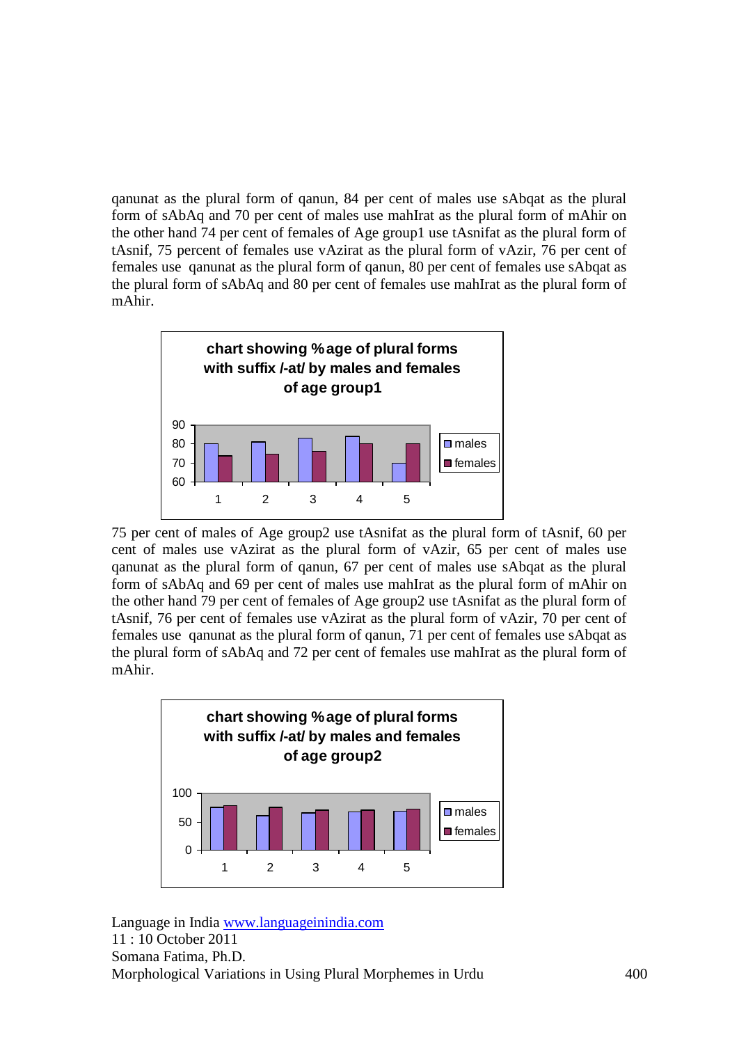qanunat as the plural form of qanun, 84 per cent of males use sAbqat as the plural form of sAbAq and 70 per cent of males use mahIrat as the plural form of mAhir on the other hand 74 per cent of females of Age group1 use tAsnifat as the plural form of tAsnif, 75 percent of females use vAzirat as the plural form of vAzir, 76 per cent of females use qanunat as the plural form of qanun, 80 per cent of females use sAbqat as the plural form of sAbAq and 80 per cent of females use mahIrat as the plural form of mAhir.

**chart showing %age of plural forms with suffix /-at/ by males and females of age group1**

| | 1 | 2 | 3 | 4 | 5 |
|---|---|---|---|---|---|
| males | 80 | 81 | 83 | 84 | 70 |
| females | 74 | 75 | 76 | 80 | 80 |

75 per cent of males of Age group2 use tAsnifat as the plural form of tAsnif, 60 per cent of males use vAzirat as the plural form of vAzir, 65 per cent of males use qanunat as the plural form of qanun, 67 per cent of males use sAbqat as the plural form of sAbAq and 69 per cent of males use mahIrat as the plural form of mAhir on the other hand 79 per cent of females of Age group2 use tAsnifat as the plural form of tAsnif, 76 per cent of females use vAzirat as the plural form of vAzir, 70 per cent of females use qanunat as the plural form of qanun, 71 per cent of females use sAbqat as the plural form of sAbAq and 72 per cent of females use mahIrat as the plural form of mAhir.

**chart showing %age of plural forms with suffix /-at/ by males and females of age group2**

| | 1 | 2 | 3 | 4 | 5 |
|---|---|---|---|---|---|
| males | 75 | 60 | 65 | 67 | 69 |
| females | 79 | 76 | 70 | 71 | 72 |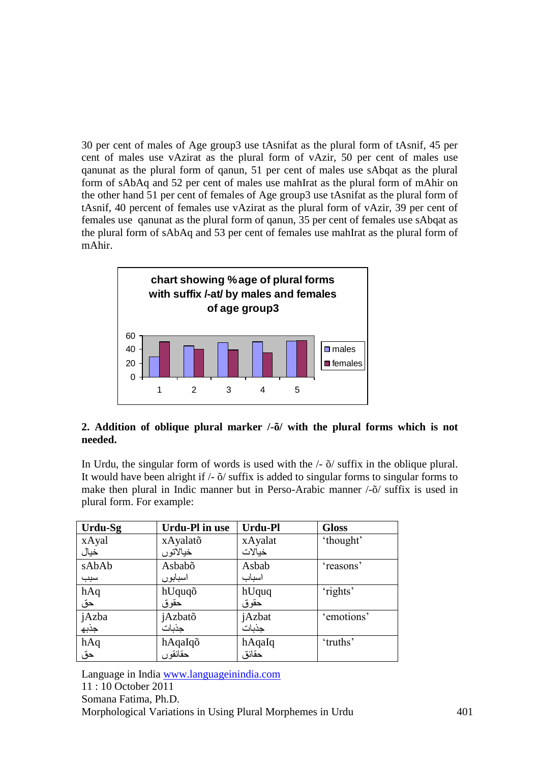30 per cent of males of Age group3 use tAsnifat as the plural form of tAsnif, 45 per cent of males use vAzirat as the plural form of vAzir, 50 per cent of males use qanunat as the plural form of qanun, 51 per cent of males use sAbqat as the plural form of sAbAq and 52 per cent of males use mahIrat as the plural form of mAhir on the other hand 51 per cent of females of Age group3 use tAsnifat as the plural form of tAsnif, 40 percent of females use vAzirat as the plural form of vAzir, 39 per cent of females use qanunat as the plural form of qanun, 35 per cent of females use sAbqat as the plural form of sAbAq and 53 per cent of females use mahIrat as the plural form of mAhir.

chart showing %age of plural forms with suffix /-at/ by males and females of age group3

| | 1 | 2 | 3 | 4 | 5 |
|---|---|---|---|---|---|
| males | 30 | 45 | 50 | 51 | 52 |
| females | 51 | 40 | 39 | 35 | 53 |

**2. Addition of oblique plural marker /-õ/ with the plural forms which is not needed.**

In Urdu, the singular form of words is used with the /- õ/ suffix in the oblique plural. It would have been alright if /- õ/ suffix is added to singular forms to singular forms to make then plural in Indic manner but in Perso-Arabic manner /-õ/ suffix is used in plural form. For example:

| Urdu-Sg | Urdu-Pl in use | Urdu-Pl | Gloss |
|---|---|---|---|
| xAyal خیال | xAyalatõ خیالاتوں | xAyalat خیالات | 'thought' |
| sAbAb سبب | Asbabõ اسبابوں | Asbab اسباب | 'reasons' |
| hAq حق | hUququõ حقوق | hUquq حقوق | 'rights' |
| jAzba جذبہ | jAzbatõ جذبات | jAzbat جذبات | 'emotions' |
| hAq حق | hAqaIqõ حقائقوں | hAqaIq حقائق | 'truths' |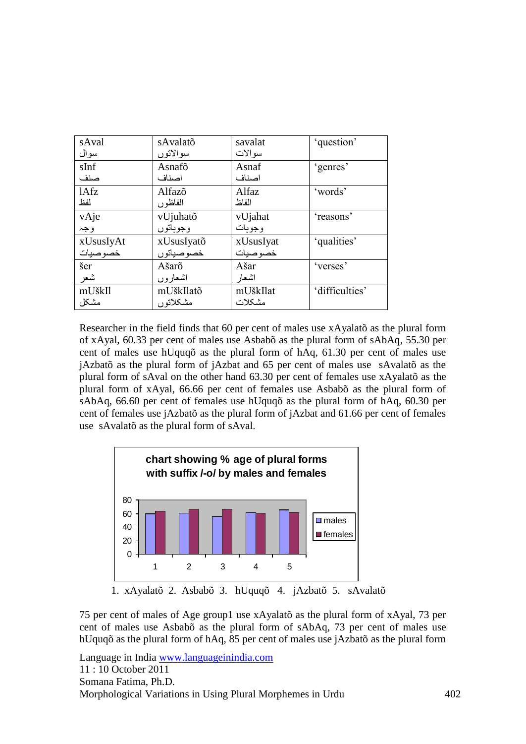| sAval<br>سوال | sAvalatõ<br>سوالاتوں | savalat<br>سوالات | ‘question’ |
|---|---|---|---|
| sInf<br>صنف | Asnafõ<br>اصنافوں | Asnaf<br>اصناف | ‘genres’ |
| lAfz<br>لفظ | Alfazõ<br>الفاظوں | Alfaz<br>الفاظ | ‘words’ |
| vAje<br>وجہ | vUjuhatõ<br>وجوہاتوں | vUjahat<br>وجوہات | ‘reasons’ |
| xUsusIyAt<br>خصوصیات | xUsusIyatõ<br>خصوصیاتوں | xUsusIyat<br>خصوصیات | ‘qualities’ |
| šer<br>شعر | Ašarõ<br>اشعاروں | Ašar<br>اشعار | ‘verses’ |
| mUškIl<br>مشکل | mUškIlatõ<br>مشکلاتوں | mUškIlat<br>مشکلات | ‘difficulties’ |

Researcher in the field finds that 60 per cent of males use xAyalatõ as the plural form of xAyal, 60.33 per cent of males use Asbabõ as the plural form of sAbAq, 55.30 per cent of males use hUquqõ as the plural form of hAq, 61.30 per cent of males use jAzbatõ as the plural form of jAzbat and 65 per cent of males use sAvalatõ as the plural form of sAval on the other hand 63.30 per cent of females use xAyalatõ as the plural form of xAyal, 66.66 per cent of females use Asbabõ as the plural form of sAbAq, 66.60 per cent of females use hUquqõ as the plural form of hAq, 60.30 per cent of females use jAzbatõ as the plural form of jAzbat and 61.66 per cent of females use sAvalatõ as the plural form of sAval.

**chart showing % age of plural forms with suffix /-o/ by males and females**

1. xAyalatõ 2. Asbabõ 3. hUquqõ 4. jAzbatõ 5. sAvalatõ

75 per cent of males of Age group1 use xAyalatõ as the plural form of xAyal, 73 per cent of males use Asbabõ as the plural form of sAbAq, 73 per cent of males use hUquqõ as the plural form of hAq, 85 per cent of males use jAzbatõ as the plural form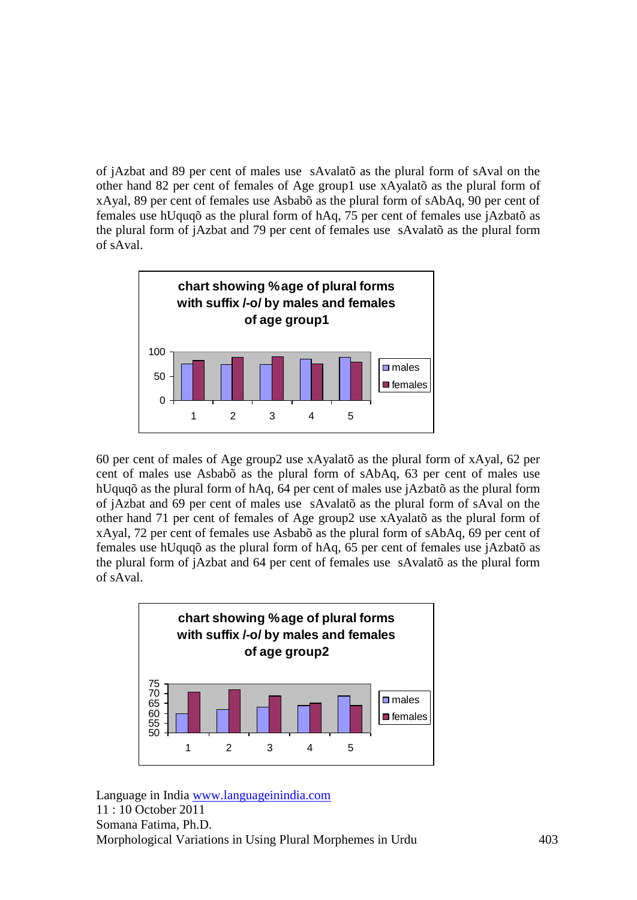of jAzbat and 89 per cent of males use sAvalatõ as the plural form of sAval on the other hand 82 per cent of females of Age group1 use xAyalatõ as the plural form of xAyal, 89 per cent of females use Asbabõ as the plural form of sAbAq, 90 per cent of females use hUquqõ as the plural form of hAq, 75 per cent of females use jAzbatõ as the plural form of jAzbat and 79 per cent of females use sAvalatõ as the plural form of sAval.

**chart showing %age of plural forms with suffix /-o/ by males and females of age group1**

60 per cent of males of Age group2 use xAyalatõ as the plural form of xAyal, 62 per cent of males use Asbabõ as the plural form of sAbAq, 63 per cent of males use hUquqõ as the plural form of hAq, 64 per cent of males use jAzbatõ as the plural form of jAzbat and 69 per cent of males use sAvalatõ as the plural form of sAval on the other hand 71 per cent of females of Age group2 use xAyalatõ as the plural form of xAyal, 72 per cent of females use Asbabõ as the plural form of sAbAq, 69 per cent of females use hUquqõ as the plural form of hAq, 65 per cent of females use jAzbatõ as the plural form of jAzbat and 64 per cent of females use sAvalatõ as the plural form of sAval.

**chart showing %age of plural forms with suffix /-o/ by males and females of age group2**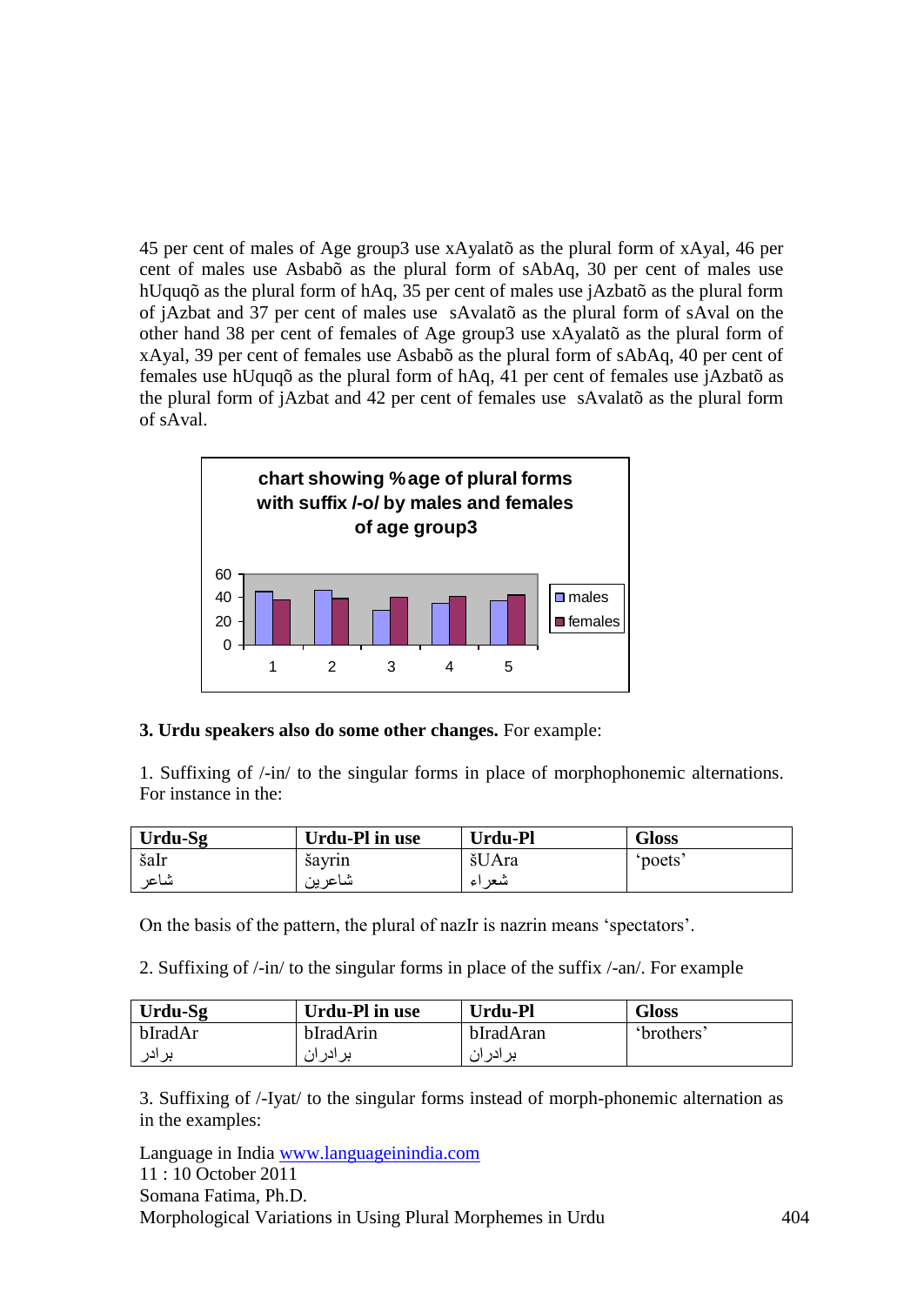45 per cent of males of Age group3 use xAyalatõ as the plural form of xAyal, 46 per cent of males use Asbabõ as the plural form of sAbAq, 30 per cent of males use hUquqõ as the plural form of hAq, 35 per cent of males use jAzbatõ as the plural form of jAzbat and 37 per cent of males use sAvalatõ as the plural form of sAval on the other hand 38 per cent of females of Age group3 use xAyalatõ as the plural form of xAyal, 39 per cent of females use Asbabõ as the plural form of sAbAq, 40 per cent of females use hUquqõ as the plural form of hAq, 41 per cent of females use jAzbatõ as the plural form of jAzbat and 42 per cent of females use sAvalatõ as the plural form of sAval.

**chart showing %age of plural forms with suffix /-o/ by males and females of age group3**

| | 1 | 2 | 3 | 4 | 5 |
|---|---|---|---|---|---|
| males | 45 | 46 | 30 | 35 | 37 |
| females | 38 | 39 | 40 | 41 | 42 |

**3. Urdu speakers also do some other changes.** For example:

1. Suffixing of /-in/ to the singular forms in place of morphophonemic alternations. For instance in the:

| Urdu-Sg | Urdu-Pl in use | Urdu-Pl | Gloss |
|---|---|---|---|
| šaIr<br>شاعر | šayrin<br>شاعرین | šUAra<br>شعراء | 'poets' |

On the basis of the pattern, the plural of nazIr is nazrin means 'spectators'.

2. Suffixing of /-in/ to the singular forms in place of the suffix /-an/. For example

| Urdu-Sg | Urdu-Pl in use | Urdu-Pl | Gloss |
|---|---|---|---|
| bIradAr<br>برادر | bIradArin<br>برادران | bIradAran<br>برادران | 'brothers' |

3. Suffixing of /-Iyat/ to the singular forms instead of morph-phonemic alternation as in the examples: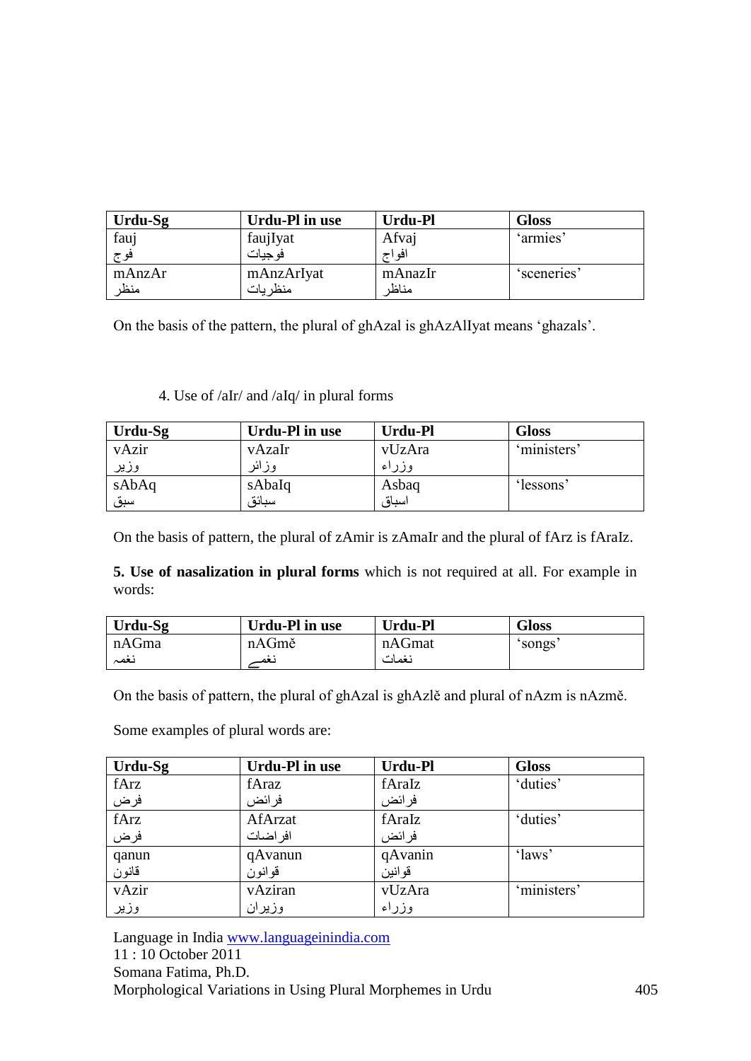| Urdu-Sg | Urdu-Pl in use | Urdu-Pl | Gloss |
|---|---|---|---|
| fauj<br>فوج | faujIyat<br>فوجیات | Afvaj<br>افواج | 'armies' |
| mAnzAr<br>منظر | mAnzArIyat<br>منظریات | mAnazIr<br>مناظر | 'sceneries' |

On the basis of the pattern, the plural of ghAzal is ghAzAlIyat means 'ghazals'.

4. Use of /aIr/ and /aIq/ in plural forms

| Urdu-Sg | Urdu-Pl in use | Urdu-Pl | Gloss |
|---|---|---|---|
| vAzir<br>وزیر | vAzaIr<br>وزائر | vUzAra<br>وزراء | 'ministers' |
| sAbAq<br>سبق | sAbaIq<br>سبائق | Asbaq<br>اسباق | 'lessons' |

On the basis of pattern, the plural of zAmir is zAmaIr and the plural of fArz is fAraIz.

**5. Use of nasalization in plural forms** which is not required at all. For example in words:

| Urdu-Sg | Urdu-Pl in use | Urdu-Pl | Gloss |
|---|---|---|---|
| nAGma<br>نغمہ | nAGmě<br>نغمے | nAGmat<br>نغمات | 'songs' |

On the basis of pattern, the plural of ghAzal is ghAzlě and plural of nAzm is nAzmě.

Some examples of plural words are:

| Urdu-Sg | Urdu-Pl in use | Urdu-Pl | Gloss |
|---|---|---|---|
| fArz<br>فرض | fAraz<br>فرائض | fAraIz<br>فرائض | 'duties' |
| fArz<br>فرض | AfArzat<br>افراضات | fAraIz<br>فرائض | 'duties' |
| qanun<br>قانون | qAvanun<br>قوانون | qAvanin<br>قوانین | 'laws' |
| vAzir<br>وزیر | vAziran<br>وزیران | vUzAra<br>وزراء | 'ministers' |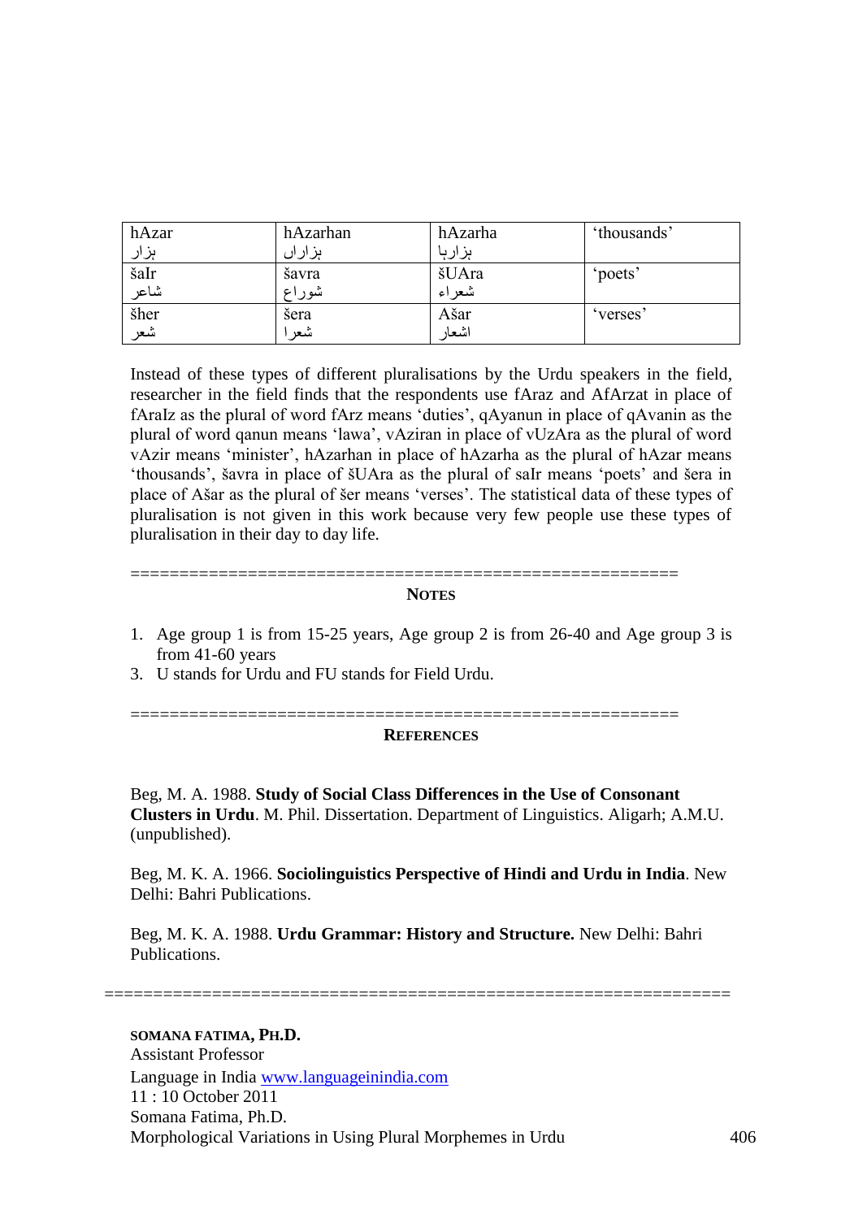| hAzar<br>ہزار | hAzarhan<br>ہزاراں | hAzarha<br>ہزارہا | 'thousands' |
|---|---|---|---|
| šaIr<br>شاعر | šavra<br>شوراع | šUAra<br>شعراء | 'poets' |
| šher<br>شعر | šera<br>شعرا | Ašar<br>اشعار | 'verses' |

Instead of these types of different pluralisations by the Urdu speakers in the field, researcher in the field finds that the respondents use fAraz and AfArzat in place of fAraIz as the plural of word fArz means 'duties', qAyanun in place of qAvanin as the plural of word qanun means 'lawa', vAziran in place of vUzAra as the plural of word vAzir means 'minister', hAzarhan in place of hAzarha as the plural of hAzar means 'thousands', šavra in place of šUAra as the plural of saIr means 'poets' and šera in place of Ašar as the plural of šer means 'verses'. The statistical data of these types of pluralisation is not given in this work because very few people use these types of pluralisation in their day to day life.

=======================================================

## NOTES

1. Age group 1 is from 15-25 years, Age group 2 is from 26-40 and Age group 3 is from 41-60 years
3. U stands for Urdu and FU stands for Field Urdu.

=======================================================

## REFERENCES

Beg, M. A. 1988. **Study of Social Class Differences in the Use of Consonant Clusters in Urdu**. M. Phil. Dissertation. Department of Linguistics. Aligarh; A.M.U. (unpublished).

Beg, M. K. A. 1966. **Sociolinguistics Perspective of Hindi and Urdu in India**. New Delhi: Bahri Publications.

Beg, M. K. A. 1988. **Urdu Grammar: History and Structure.** New Delhi: Bahri Publications.

=============================================================

**SOMANA FATIMA, PH.D.**
Assistant Professor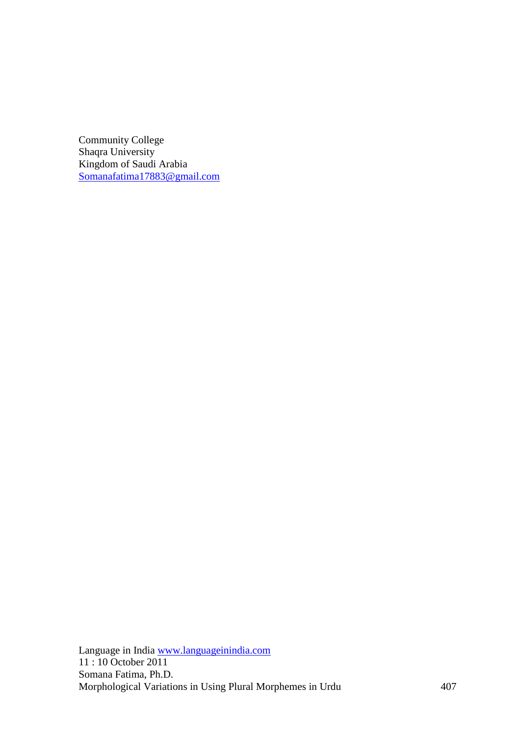Community College
Shaqra University
Kingdom of Saudi Arabia
Somanafatima17883@gmail.com